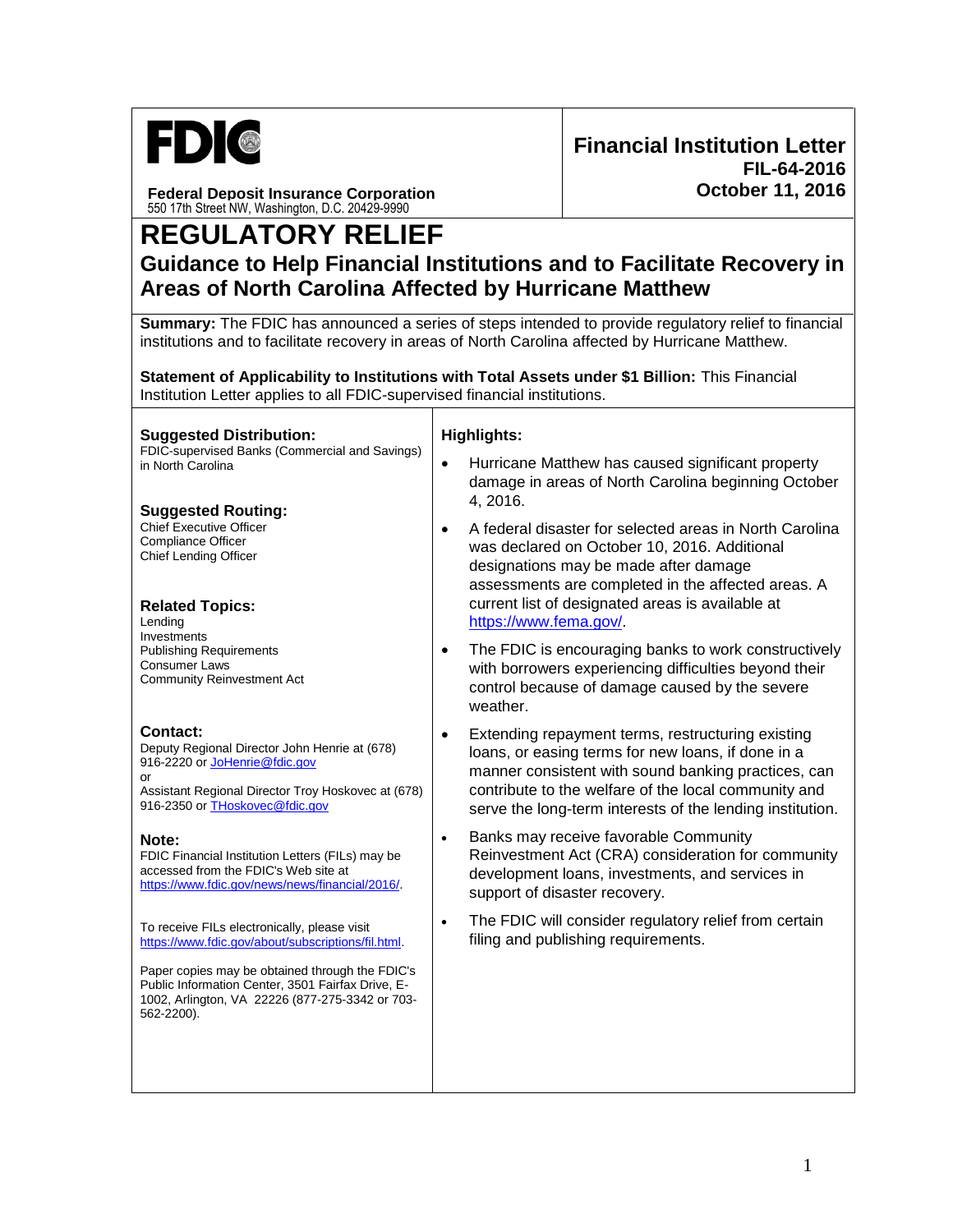FDIC

**Federal Deposit Insurance Corporation**
550 17th Street NW, Washington, D.C. 20429-9990

**Financial Institution Letter**
**FIL-64-2016**
**October 11, 2016**

# REGULATORY RELIEF

## Guidance to Help Financial Institutions and to Facilitate Recovery in Areas of North Carolina Affected by Hurricane Matthew

**Summary:** The FDIC has announced a series of steps intended to provide regulatory relief to financial institutions and to facilitate recovery in areas of North Carolina affected by Hurricane Matthew.

**Statement of Applicability to Institutions with Total Assets under $1 Billion:** This Financial Institution Letter applies to all FDIC-supervised financial institutions.

**Suggested Distribution:**
FDIC-supervised Banks (Commercial and Savings) in North Carolina

**Suggested Routing:**
Chief Executive Officer
Compliance Officer
Chief Lending Officer

**Related Topics:**
Lending
Investments
Publishing Requirements
Consumer Laws
Community Reinvestment Act

**Contact:**
Deputy Regional Director John Henrie at (678) 916-2220 or JoHenrie@fdic.gov
or
Assistant Regional Director Troy Hoskovec at (678) 916-2350 or THoskovec@fdic.gov

**Note:**
FDIC Financial Institution Letters (FILs) may be accessed from the FDIC's Web site at https://www.fdic.gov/news/news/financial/2016/.

To receive FILs electronically, please visit https://www.fdic.gov/about/subscriptions/fil.html.

Paper copies may be obtained through the FDIC's Public Information Center, 3501 Fairfax Drive, E-1002, Arlington, VA 22226 (877-275-3342 or 703-562-2200).

**Highlights:**

- Hurricane Matthew has caused significant property damage in areas of North Carolina beginning October 4, 2016.
- A federal disaster for selected areas in North Carolina was declared on October 10, 2016. Additional designations may be made after damage assessments are completed in the affected areas. A current list of designated areas is available at https://www.fema.gov/.
- The FDIC is encouraging banks to work constructively with borrowers experiencing difficulties beyond their control because of damage caused by the severe weather.
- Extending repayment terms, restructuring existing loans, or easing terms for new loans, if done in a manner consistent with sound banking practices, can contribute to the welfare of the local community and serve the long-term interests of the lending institution.
- Banks may receive favorable Community Reinvestment Act (CRA) consideration for community development loans, investments, and services in support of disaster recovery.
- The FDIC will consider regulatory relief from certain filing and publishing requirements.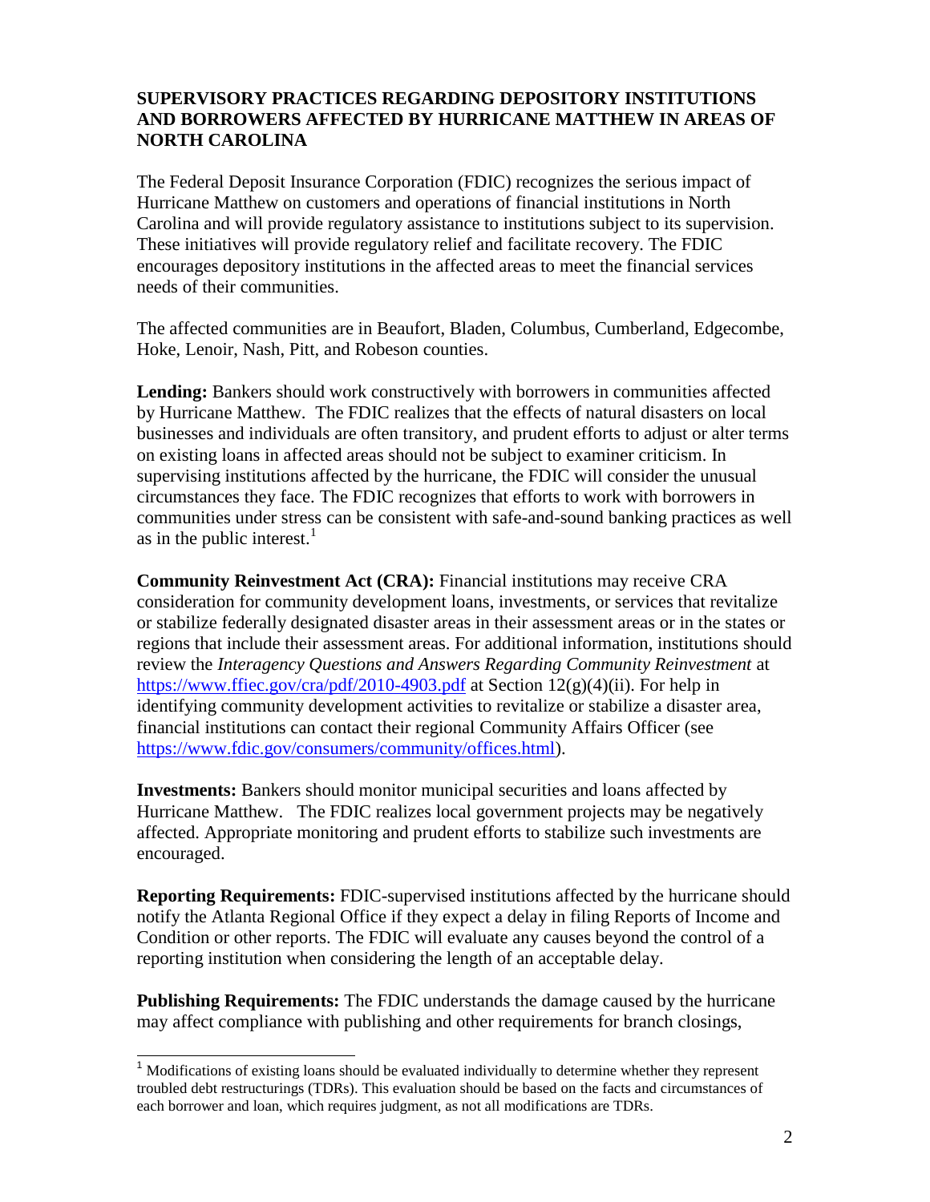**SUPERVISORY PRACTICES REGARDING DEPOSITORY INSTITUTIONS AND BORROWERS AFFECTED BY HURRICANE MATTHEW IN AREAS OF NORTH CAROLINA**

The Federal Deposit Insurance Corporation (FDIC) recognizes the serious impact of Hurricane Matthew on customers and operations of financial institutions in North Carolina and will provide regulatory assistance to institutions subject to its supervision. These initiatives will provide regulatory relief and facilitate recovery. The FDIC encourages depository institutions in the affected areas to meet the financial services needs of their communities.

The affected communities are in Beaufort, Bladen, Columbus, Cumberland, Edgecombe, Hoke, Lenoir, Nash, Pitt, and Robeson counties.

**Lending:** Bankers should work constructively with borrowers in communities affected by Hurricane Matthew. The FDIC realizes that the effects of natural disasters on local businesses and individuals are often transitory, and prudent efforts to adjust or alter terms on existing loans in affected areas should not be subject to examiner criticism. In supervising institutions affected by the hurricane, the FDIC will consider the unusual circumstances they face. The FDIC recognizes that efforts to work with borrowers in communities under stress can be consistent with safe-and-sound banking practices as well as in the public interest.[1]

**Community Reinvestment Act (CRA):** Financial institutions may receive CRA consideration for community development loans, investments, or services that revitalize or stabilize federally designated disaster areas in their assessment areas or in the states or regions that include their assessment areas. For additional information, institutions should review the *Interagency Questions and Answers Regarding Community Reinvestment* at https://www.ffiec.gov/cra/pdf/2010-4903.pdf at Section 12(g)(4)(ii). For help in identifying community development activities to revitalize or stabilize a disaster area, financial institutions can contact their regional Community Affairs Officer (see https://www.fdic.gov/consumers/community/offices.html).

**Investments:** Bankers should monitor municipal securities and loans affected by Hurricane Matthew. The FDIC realizes local government projects may be negatively affected. Appropriate monitoring and prudent efforts to stabilize such investments are encouraged.

**Reporting Requirements:** FDIC-supervised institutions affected by the hurricane should notify the Atlanta Regional Office if they expect a delay in filing Reports of Income and Condition or other reports. The FDIC will evaluate any causes beyond the control of a reporting institution when considering the length of an acceptable delay.

**Publishing Requirements:** The FDIC understands the damage caused by the hurricane may affect compliance with publishing and other requirements for branch closings,

[1] Modifications of existing loans should be evaluated individually to determine whether they represent troubled debt restructurings (TDRs). This evaluation should be based on the facts and circumstances of each borrower and loan, which requires judgment, as not all modifications are TDRs.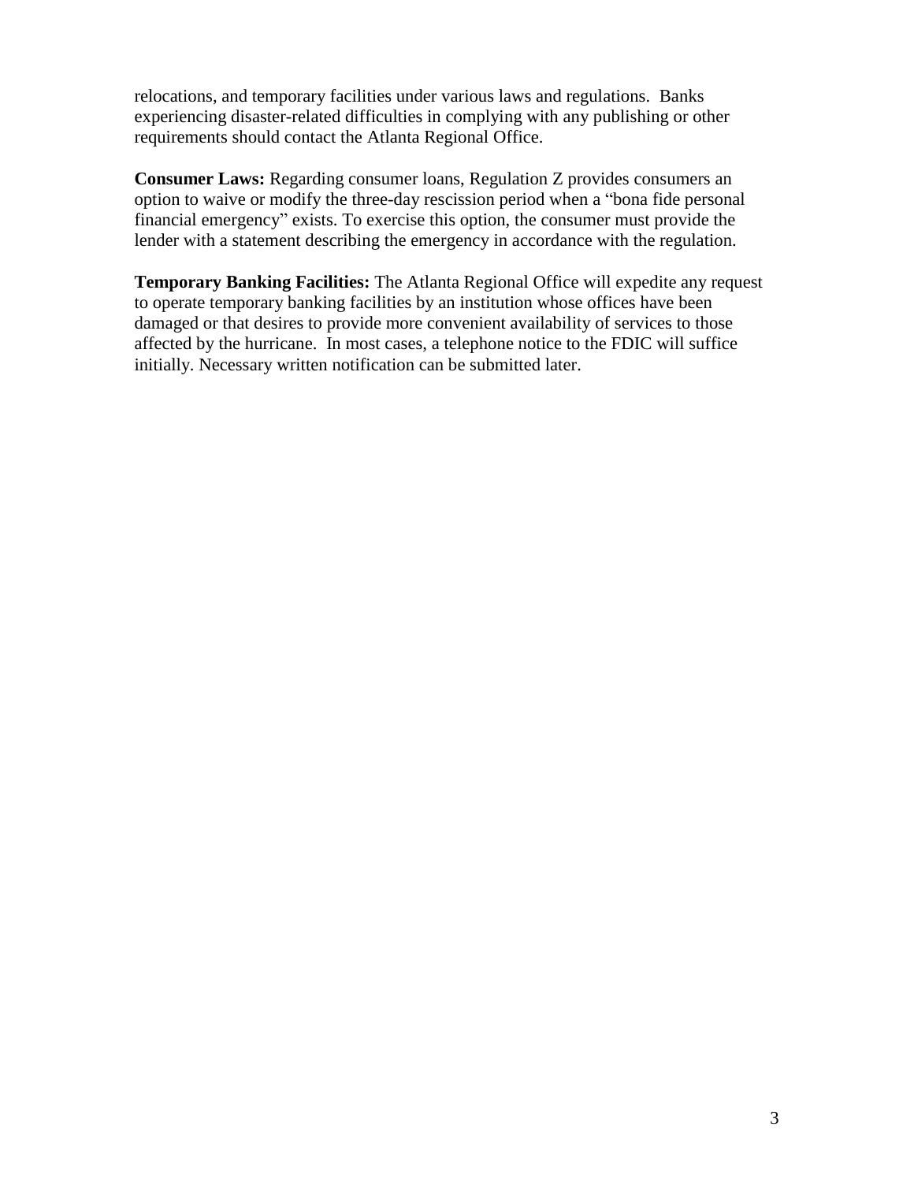relocations, and temporary facilities under various laws and regulations. Banks experiencing disaster-related difficulties in complying with any publishing or other requirements should contact the Atlanta Regional Office.

**Consumer Laws:** Regarding consumer loans, Regulation Z provides consumers an option to waive or modify the three-day rescission period when a "bona fide personal financial emergency" exists. To exercise this option, the consumer must provide the lender with a statement describing the emergency in accordance with the regulation.

**Temporary Banking Facilities:** The Atlanta Regional Office will expedite any request to operate temporary banking facilities by an institution whose offices have been damaged or that desires to provide more convenient availability of services to those affected by the hurricane. In most cases, a telephone notice to the FDIC will suffice initially. Necessary written notification can be submitted later.